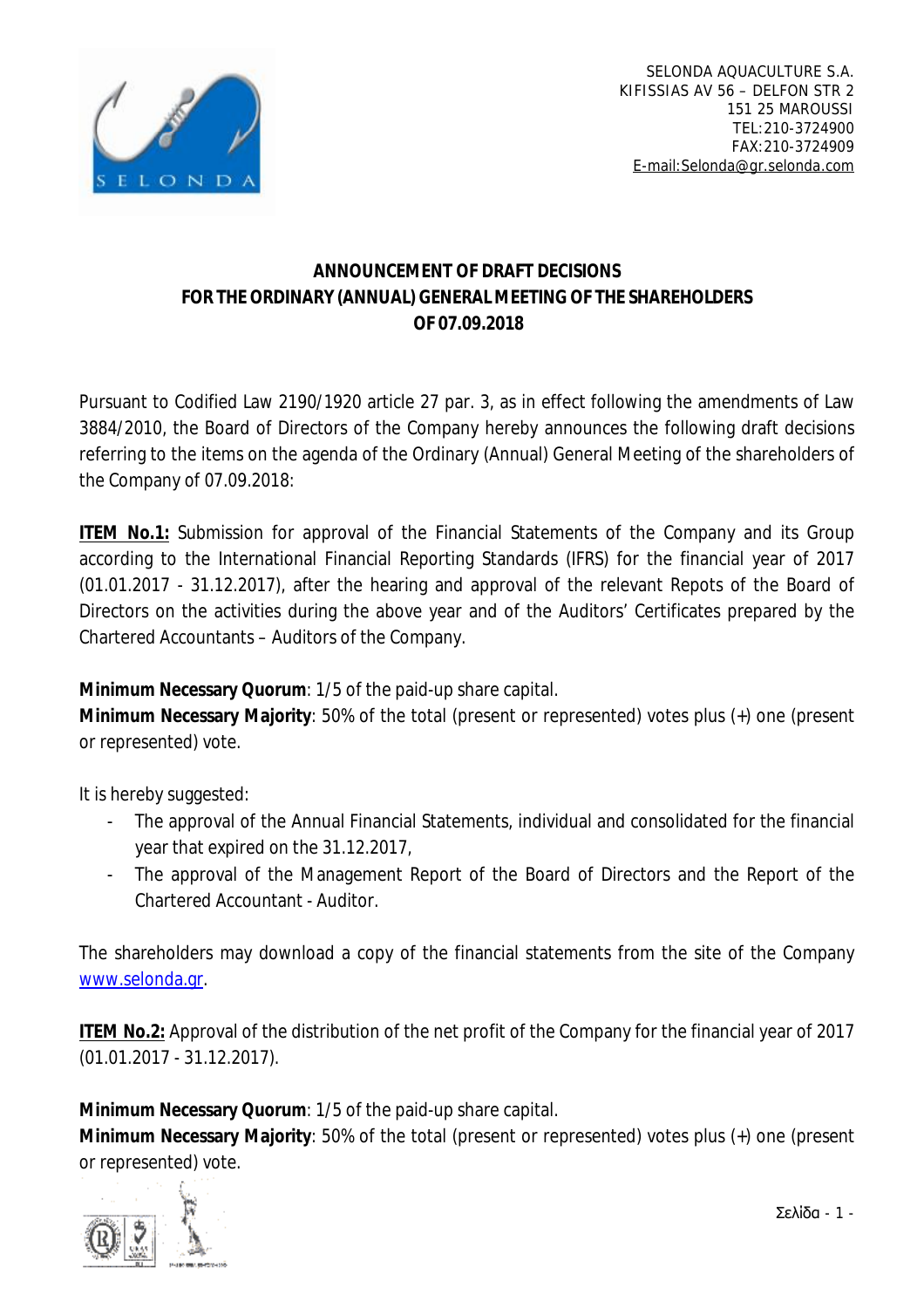SELONDA AQUACULTURE S.A.
KIFISSIAS AV 56 – DELFON STR 2
151 25 MAROUSSI
TEL:210-3724900
FAX:210-3724909
E-mail:Selonda@gr.selonda.com

# ANNOUNCEMENT OF DRAFT DECISIONS FOR THE ORDINARY (ANNUAL) GENERAL MEETING OF THE SHAREHOLDERS OF 07.09.2018

Pursuant to Codified Law 2190/1920 article 27 par. 3, as in effect following the amendments of Law 3884/2010, the Board of Directors of the Company hereby announces the following draft decisions referring to the items on the agenda of the Ordinary (Annual) General Meeting of the shareholders of the Company of 07.09.2018:

**ITEM No.1:** Submission for approval of the Financial Statements of the Company and its Group according to the International Financial Reporting Standards (IFRS) for the financial year of 2017 (01.01.2017 - 31.12.2017), after the hearing and approval of the relevant Repots of the Board of Directors on the activities during the above year and of the Auditors' Certificates prepared by the Chartered Accountants – Auditors of the Company.

**Minimum Necessary Quorum**: 1/5 of the paid-up share capital.
**Minimum Necessary Majority**: 50% of the total (present or represented) votes plus (+) one (present or represented) vote.

It is hereby suggested:

- The approval of the Annual Financial Statements, individual and consolidated for the financial year that expired on the 31.12.2017,
- The approval of the Management Report of the Board of Directors and the Report of the Chartered Accountant - Auditor.

The shareholders may download a copy of the financial statements from the site of the Company www.selonda.gr.

**ITEM No.2:** Approval of the distribution of the net profit of the Company for the financial year of 2017 (01.01.2017 - 31.12.2017).

**Minimum Necessary Quorum**: 1/5 of the paid-up share capital.
**Minimum Necessary Majority**: 50% of the total (present or represented) votes plus (+) one (present or represented) vote.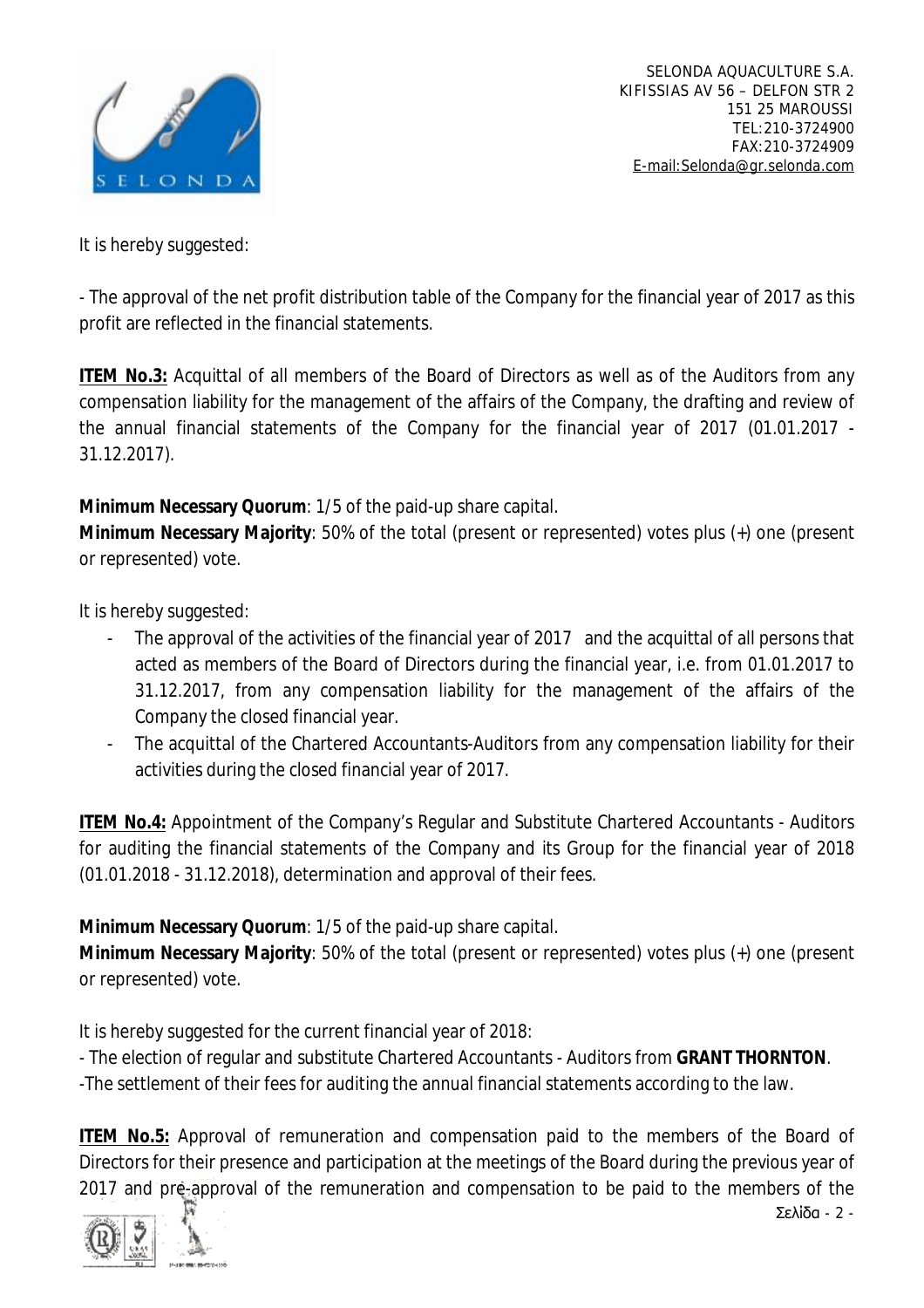It is hereby suggested:

- The approval of the net profit distribution table of the Company for the financial year of 2017 as this profit are reflected in the financial statements.

**ITEM No.3:** Acquittal of all members of the Board of Directors as well as of the Auditors from any compensation liability for the management of the affairs of the Company, the drafting and review of the annual financial statements of the Company for the financial year of 2017 (01.01.2017 - 31.12.2017).

**Minimum Necessary Quorum**: 1/5 of the paid-up share capital.
**Minimum Necessary Majority**: 50% of the total (present or represented) votes plus (+) one (present or represented) vote.

It is hereby suggested:

- The approval of the activities of the financial year of 2017 and the acquittal of all persons that acted as members of the Board of Directors during the financial year, i.e. from 01.01.2017 to 31.12.2017, from any compensation liability for the management of the affairs of the Company the closed financial year.
- The acquittal of the Chartered Accountants-Auditors from any compensation liability for their activities during the closed financial year of 2017.

**ITEM No.4:** Appointment of the Company's Regular and Substitute Chartered Accountants - Auditors for auditing the financial statements of the Company and its Group for the financial year of 2018 (01.01.2018 - 31.12.2018), determination and approval of their fees.

**Minimum Necessary Quorum**: 1/5 of the paid-up share capital.
**Minimum Necessary Majority**: 50% of the total (present or represented) votes plus (+) one (present or represented) vote.

It is hereby suggested for the current financial year of 2018:

- The election of regular and substitute Chartered Accountants - Auditors from **GRANT THORNTON**.
- The settlement of their fees for auditing the annual financial statements according to the law.

**ITEM No.5:** Approval of remuneration and compensation paid to the members of the Board of Directors for their presence and participation at the meetings of the Board during the previous year of 2017 and pre-approval of the remuneration and compensation to be paid to the members of the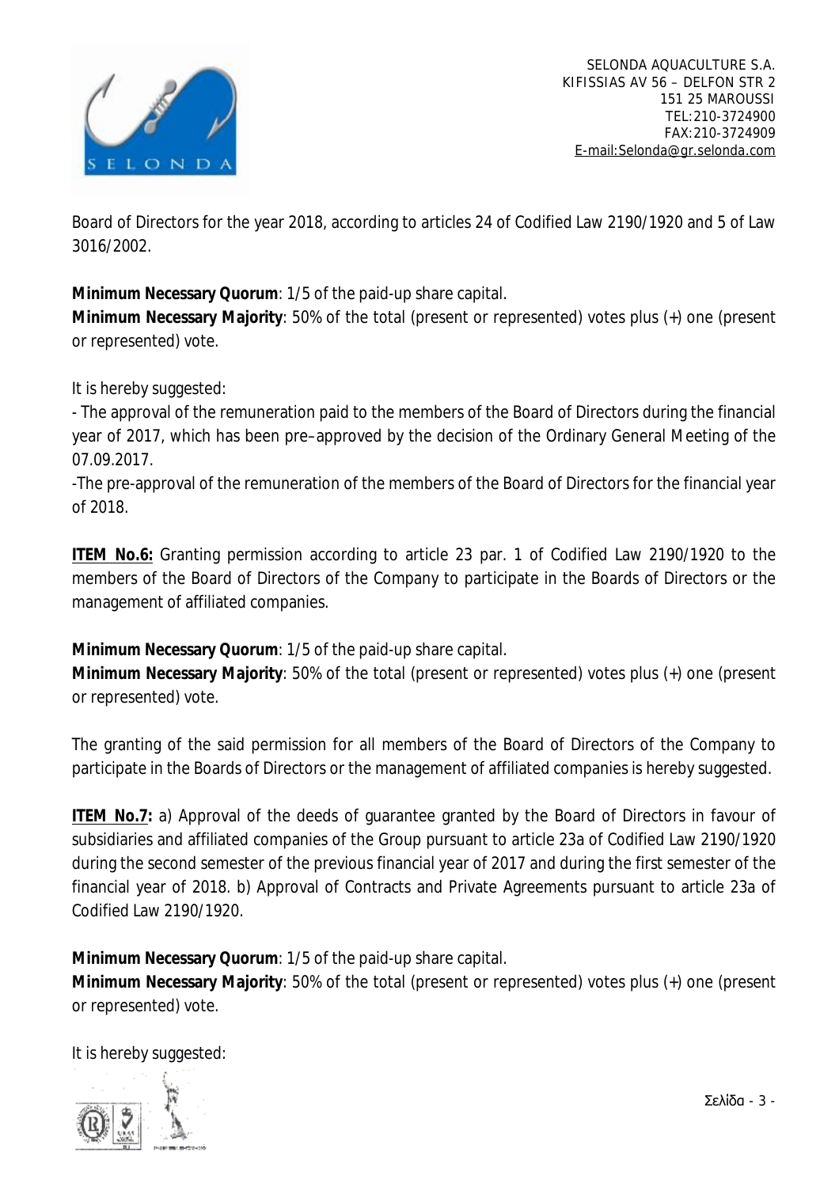Board of Directors for the year 2018, according to articles 24 of Codified Law 2190/1920 and 5 of Law 3016/2002.

**Minimum Necessary Quorum**: 1/5 of the paid-up share capital.
**Minimum Necessary Majority**: 50% of the total (present or represented) votes plus (+) one (present or represented) vote.

It is hereby suggested:
- The approval of the remuneration paid to the members of the Board of Directors during the financial year of 2017, which has been pre–approved by the decision of the Ordinary General Meeting of the 07.09.2017.
-The pre-approval of the remuneration of the members of the Board of Directors for the financial year of 2018.

**ITEM No.6:** Granting permission according to article 23 par. 1 of Codified Law 2190/1920 to the members of the Board of Directors of the Company to participate in the Boards of Directors or the management of affiliated companies.

**Minimum Necessary Quorum**: 1/5 of the paid-up share capital.
**Minimum Necessary Majority**: 50% of the total (present or represented) votes plus (+) one (present or represented) vote.

The granting of the said permission for all members of the Board of Directors of the Company to participate in the Boards of Directors or the management of affiliated companies is hereby suggested.

**ITEM No.7:** a) Approval of the deeds of guarantee granted by the Board of Directors in favour of subsidiaries and affiliated companies of the Group pursuant to article 23a of Codified Law 2190/1920 during the second semester of the previous financial year of 2017 and during the first semester of the financial year of 2018. b) Approval of Contracts and Private Agreements pursuant to article 23a of Codified Law 2190/1920.

**Minimum Necessary Quorum**: 1/5 of the paid-up share capital.
**Minimum Necessary Majority**: 50% of the total (present or represented) votes plus (+) one (present or represented) vote.

It is hereby suggested: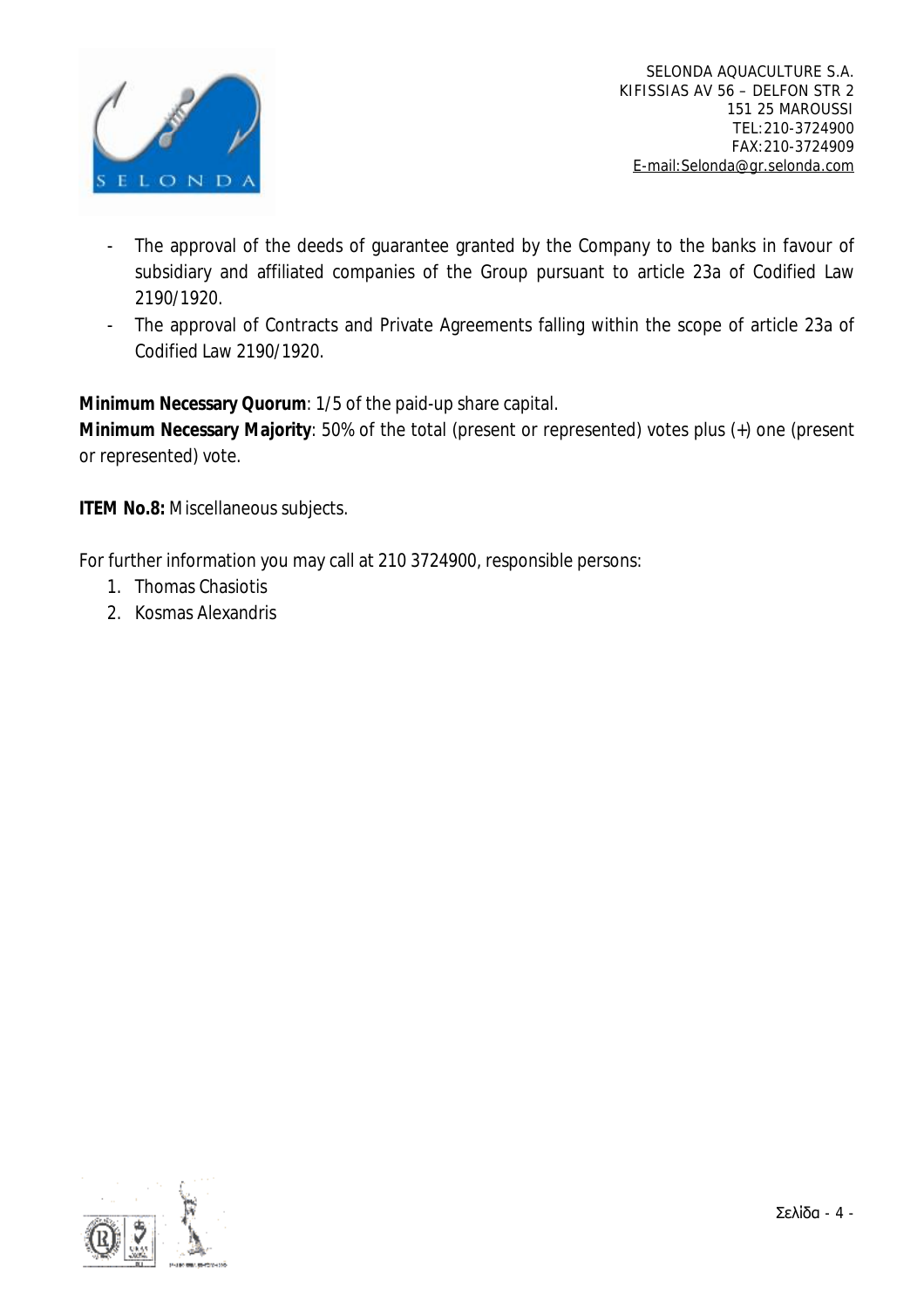- The approval of the deeds of guarantee granted by the Company to the banks in favour of subsidiary and affiliated companies of the Group pursuant to article 23a of Codified Law 2190/1920.
- The approval of Contracts and Private Agreements falling within the scope of article 23a of Codified Law 2190/1920.

**Minimum Necessary Quorum**: 1/5 of the paid-up share capital.
**Minimum Necessary Majority**: 50% of the total (present or represented) votes plus (+) one (present or represented) vote.

**ITEM No.8:** Miscellaneous subjects.

For further information you may call at 210 3724900, responsible persons:

1. Thomas Chasiotis
2. Kosmas Alexandris